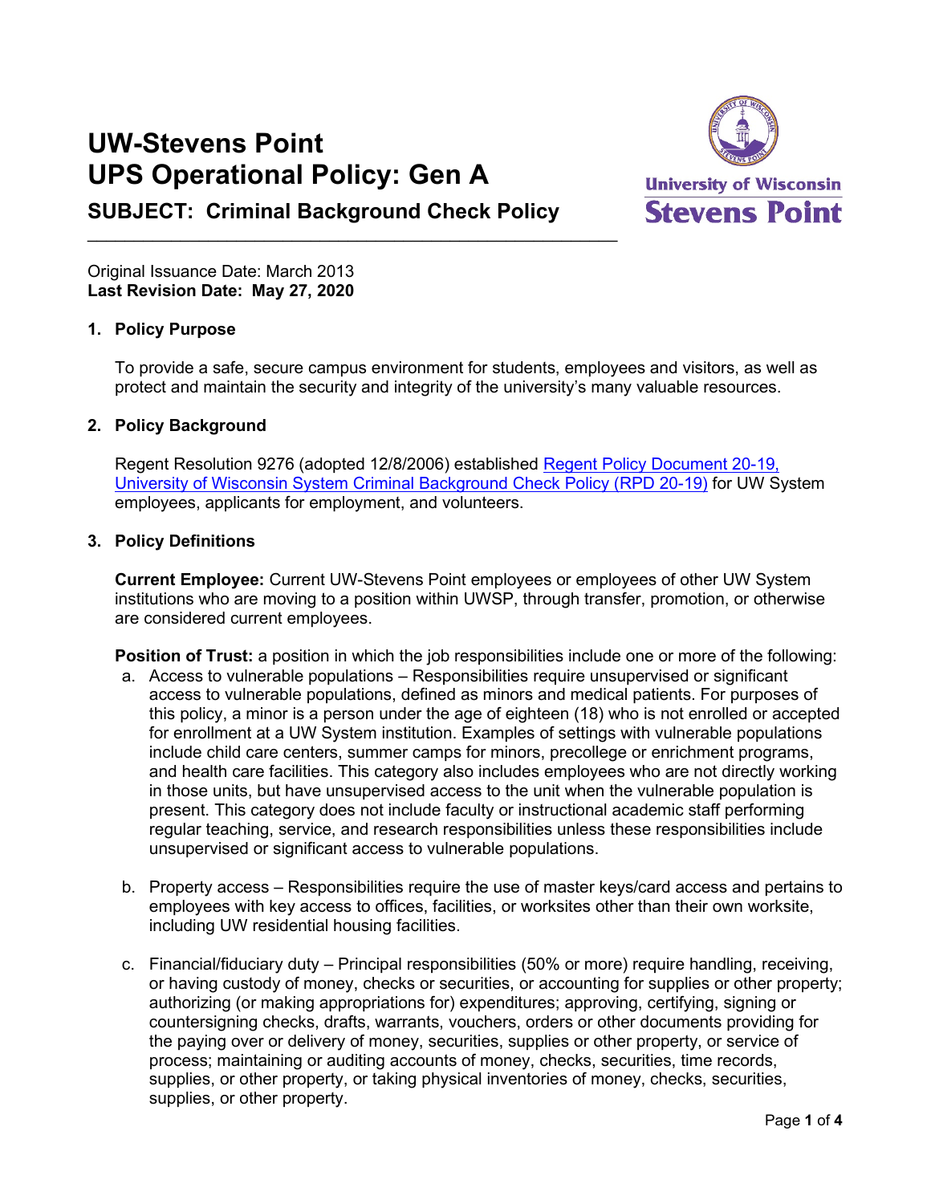# UW-Stevens Point
# UPS Operational Policy: Gen A

## SUBJECT: Criminal Background Check Policy

Original Issuance Date: March 2013
**Last Revision Date: May 27, 2020**

### 1. Policy Purpose

To provide a safe, secure campus environment for students, employees and visitors, as well as protect and maintain the security and integrity of the university's many valuable resources.

### 2. Policy Background

Regent Resolution 9276 (adopted 12/8/2006) established [Regent Policy Document 20-19, University of Wisconsin System Criminal Background Check Policy (RPD 20-19)]() for UW System employees, applicants for employment, and volunteers.

### 3. Policy Definitions

**Current Employee:** Current UW-Stevens Point employees or employees of other UW System institutions who are moving to a position within UWSP, through transfer, promotion, or otherwise are considered current employees.

**Position of Trust:** a position in which the job responsibilities include one or more of the following:

a. Access to vulnerable populations – Responsibilities require unsupervised or significant access to vulnerable populations, defined as minors and medical patients. For purposes of this policy, a minor is a person under the age of eighteen (18) who is not enrolled or accepted for enrollment at a UW System institution. Examples of settings with vulnerable populations include child care centers, summer camps for minors, precollege or enrichment programs, and health care facilities. This category also includes employees who are not directly working in those units, but have unsupervised access to the unit when the vulnerable population is present. This category does not include faculty or instructional academic staff performing regular teaching, service, and research responsibilities unless these responsibilities include unsupervised or significant access to vulnerable populations.

b. Property access – Responsibilities require the use of master keys/card access and pertains to employees with key access to offices, facilities, or worksites other than their own worksite, including UW residential housing facilities.

c. Financial/fiduciary duty – Principal responsibilities (50% or more) require handling, receiving, or having custody of money, checks or securities, or accounting for supplies or other property; authorizing (or making appropriations for) expenditures; approving, certifying, signing or countersigning checks, drafts, warrants, vouchers, orders or other documents providing for the paying over or delivery of money, securities, supplies or other property, or service of process; maintaining or auditing accounts of money, checks, securities, time records, supplies, or other property, or taking physical inventories of money, checks, securities, supplies, or other property.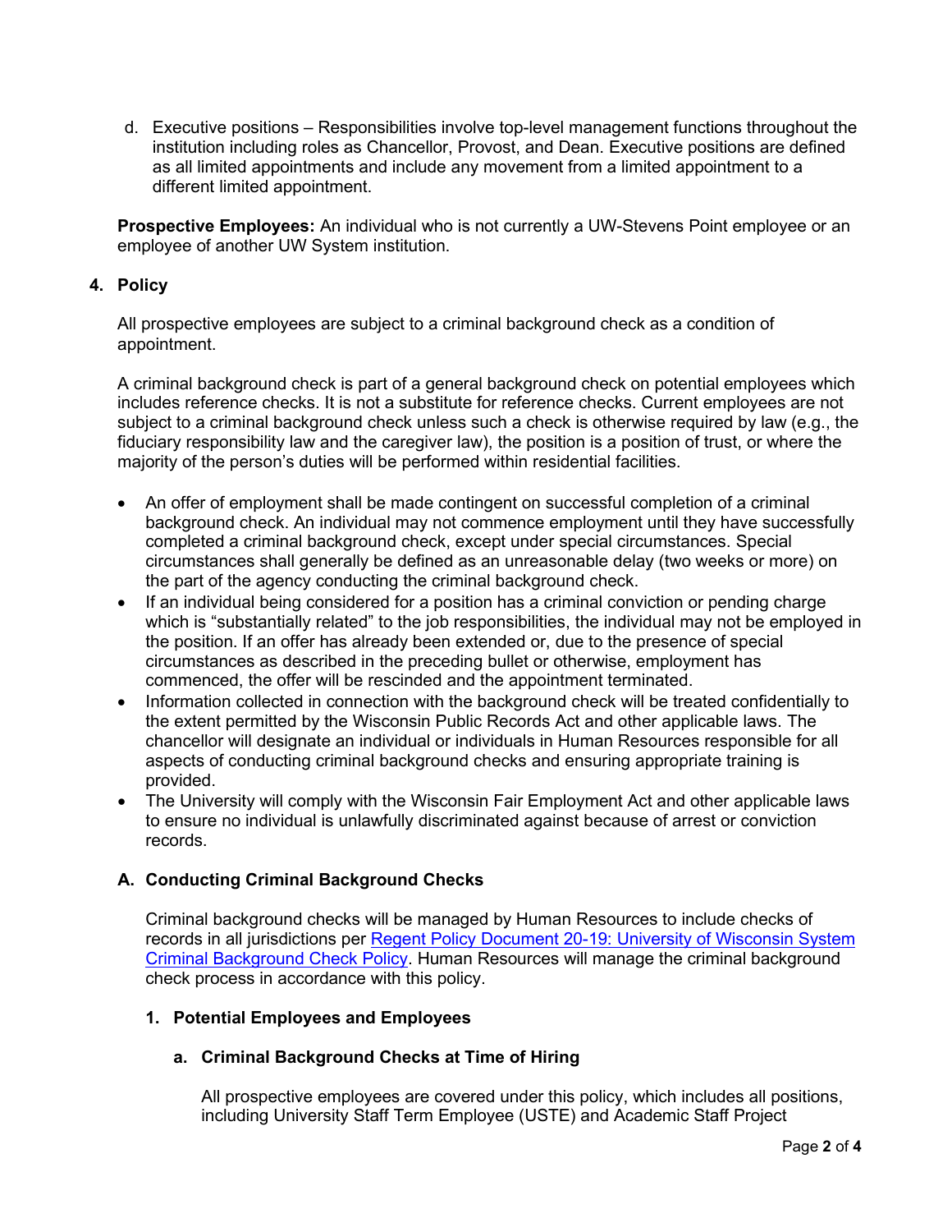d. Executive positions – Responsibilities involve top-level management functions throughout the institution including roles as Chancellor, Provost, and Dean. Executive positions are defined as all limited appointments and include any movement from a limited appointment to a different limited appointment.

**Prospective Employees:** An individual who is not currently a UW-Stevens Point employee or an employee of another UW System institution.

## 4. Policy

All prospective employees are subject to a criminal background check as a condition of appointment.

A criminal background check is part of a general background check on potential employees which includes reference checks. It is not a substitute for reference checks. Current employees are not subject to a criminal background check unless such a check is otherwise required by law (e.g., the fiduciary responsibility law and the caregiver law), the position is a position of trust, or where the majority of the person's duties will be performed within residential facilities.

- An offer of employment shall be made contingent on successful completion of a criminal background check. An individual may not commence employment until they have successfully completed a criminal background check, except under special circumstances. Special circumstances shall generally be defined as an unreasonable delay (two weeks or more) on the part of the agency conducting the criminal background check.
- If an individual being considered for a position has a criminal conviction or pending charge which is "substantially related" to the job responsibilities, the individual may not be employed in the position. If an offer has already been extended or, due to the presence of special circumstances as described in the preceding bullet or otherwise, employment has commenced, the offer will be rescinded and the appointment terminated.
- Information collected in connection with the background check will be treated confidentially to the extent permitted by the Wisconsin Public Records Act and other applicable laws. The chancellor will designate an individual or individuals in Human Resources responsible for all aspects of conducting criminal background checks and ensuring appropriate training is provided.
- The University will comply with the Wisconsin Fair Employment Act and other applicable laws to ensure no individual is unlawfully discriminated against because of arrest or conviction records.

### A. Conducting Criminal Background Checks

Criminal background checks will be managed by Human Resources to include checks of records in all jurisdictions per Regent Policy Document 20-19: University of Wisconsin System Criminal Background Check Policy. Human Resources will manage the criminal background check process in accordance with this policy.

#### 1. Potential Employees and Employees

##### a. Criminal Background Checks at Time of Hiring

All prospective employees are covered under this policy, which includes all positions, including University Staff Term Employee (USTE) and Academic Staff Project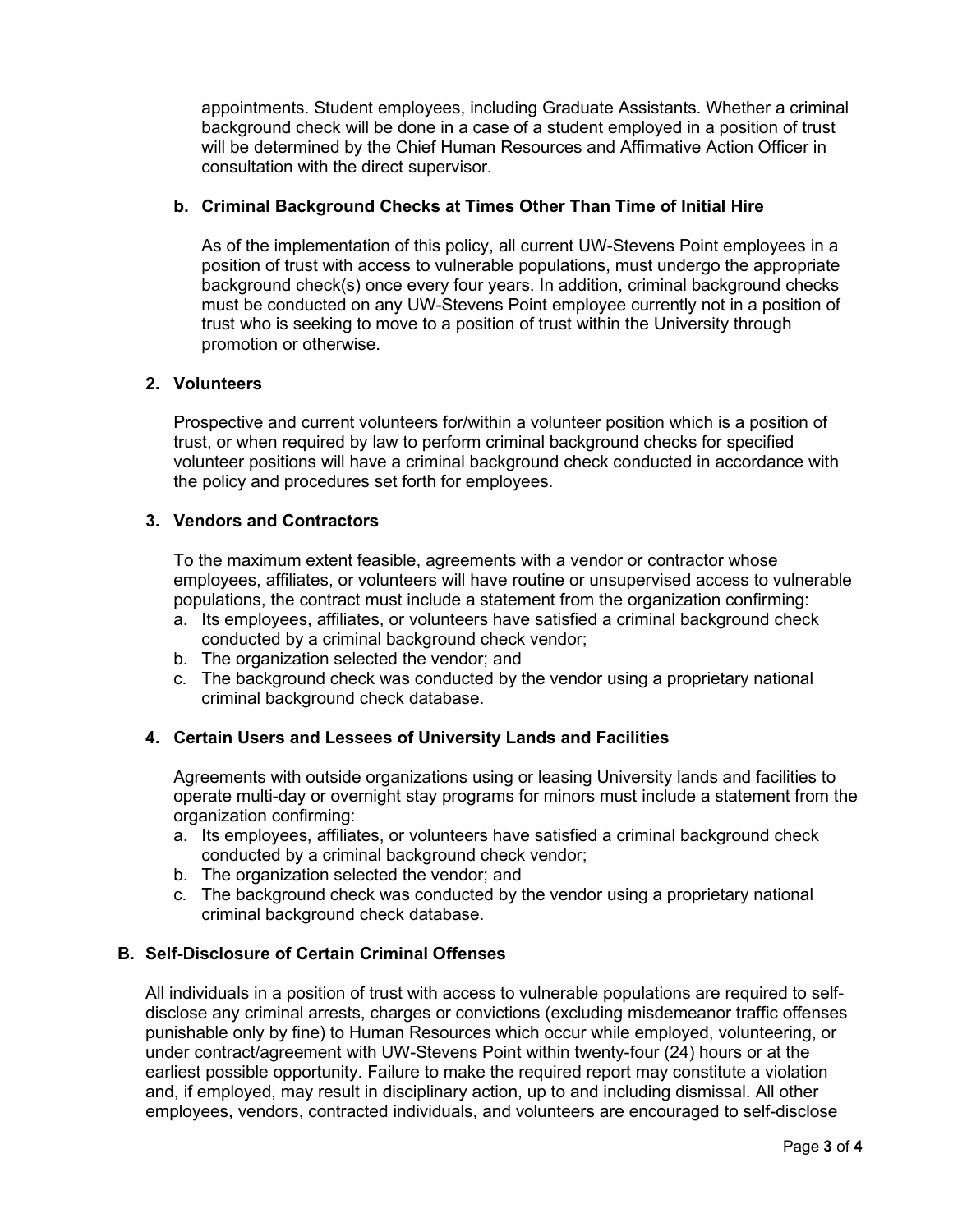appointments. Student employees, including Graduate Assistants. Whether a criminal background check will be done in a case of a student employed in a position of trust will be determined by the Chief Human Resources and Affirmative Action Officer in consultation with the direct supervisor.

**b. Criminal Background Checks at Times Other Than Time of Initial Hire**

As of the implementation of this policy, all current UW-Stevens Point employees in a position of trust with access to vulnerable populations, must undergo the appropriate background check(s) once every four years. In addition, criminal background checks must be conducted on any UW-Stevens Point employee currently not in a position of trust who is seeking to move to a position of trust within the University through promotion or otherwise.

**2. Volunteers**

Prospective and current volunteers for/within a volunteer position which is a position of trust, or when required by law to perform criminal background checks for specified volunteer positions will have a criminal background check conducted in accordance with the policy and procedures set forth for employees.

**3. Vendors and Contractors**

To the maximum extent feasible, agreements with a vendor or contractor whose employees, affiliates, or volunteers will have routine or unsupervised access to vulnerable populations, the contract must include a statement from the organization confirming:

a. Its employees, affiliates, or volunteers have satisfied a criminal background check conducted by a criminal background check vendor;
b. The organization selected the vendor; and
c. The background check was conducted by the vendor using a proprietary national criminal background check database.

**4. Certain Users and Lessees of University Lands and Facilities**

Agreements with outside organizations using or leasing University lands and facilities to operate multi-day or overnight stay programs for minors must include a statement from the organization confirming:

a. Its employees, affiliates, or volunteers have satisfied a criminal background check conducted by a criminal background check vendor;
b. The organization selected the vendor; and
c. The background check was conducted by the vendor using a proprietary national criminal background check database.

**B. Self-Disclosure of Certain Criminal Offenses**

All individuals in a position of trust with access to vulnerable populations are required to self-disclose any criminal arrests, charges or convictions (excluding misdemeanor traffic offenses punishable only by fine) to Human Resources which occur while employed, volunteering, or under contract/agreement with UW-Stevens Point within twenty-four (24) hours or at the earliest possible opportunity. Failure to make the required report may constitute a violation and, if employed, may result in disciplinary action, up to and including dismissal. All other employees, vendors, contracted individuals, and volunteers are encouraged to self-disclose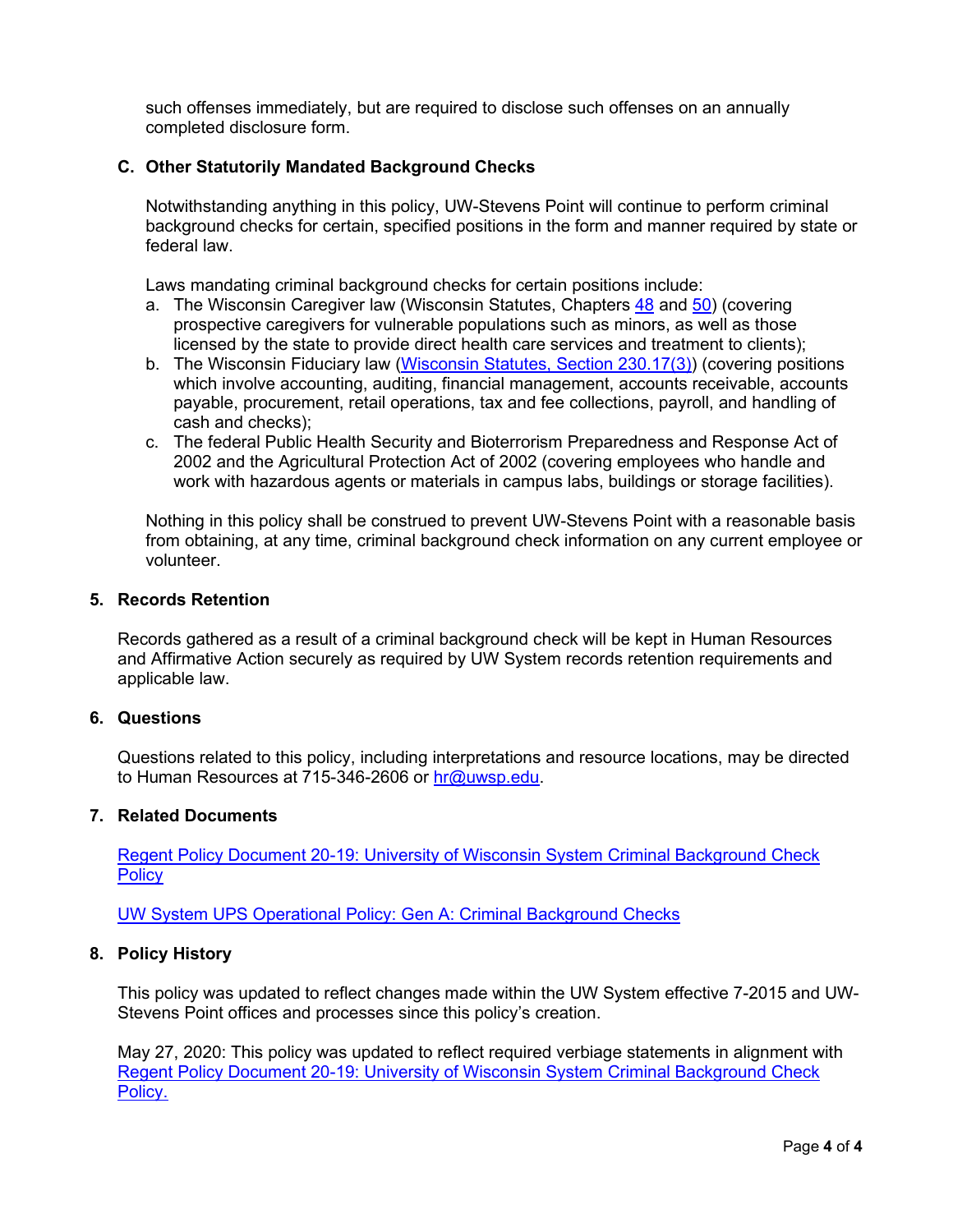such offenses immediately, but are required to disclose such offenses on an annually completed disclosure form.

### C. Other Statutorily Mandated Background Checks

Notwithstanding anything in this policy, UW-Stevens Point will continue to perform criminal background checks for certain, specified positions in the form and manner required by state or federal law.

Laws mandating criminal background checks for certain positions include:

a. The Wisconsin Caregiver law (Wisconsin Statutes, Chapters [48]() and [50]()) (covering prospective caregivers for vulnerable populations such as minors, as well as those licensed by the state to provide direct health care services and treatment to clients);
b. The Wisconsin Fiduciary law ([Wisconsin Statutes, Section 230.17(3)]()) (covering positions which involve accounting, auditing, financial management, accounts receivable, accounts payable, procurement, retail operations, tax and fee collections, payroll, and handling of cash and checks);
c. The federal Public Health Security and Bioterrorism Preparedness and Response Act of 2002 and the Agricultural Protection Act of 2002 (covering employees who handle and work with hazardous agents or materials in campus labs, buildings or storage facilities).

Nothing in this policy shall be construed to prevent UW-Stevens Point with a reasonable basis from obtaining, at any time, criminal background check information on any current employee or volunteer.

## 5. Records Retention

Records gathered as a result of a criminal background check will be kept in Human Resources and Affirmative Action securely as required by UW System records retention requirements and applicable law.

## 6. Questions

Questions related to this policy, including interpretations and resource locations, may be directed to Human Resources at 715-346-2606 or hr@uwsp.edu.

## 7. Related Documents

[Regent Policy Document 20-19: University of Wisconsin System Criminal Background Check Policy]()

[UW System UPS Operational Policy: Gen A: Criminal Background Checks]()

## 8. Policy History

This policy was updated to reflect changes made within the UW System effective 7-2015 and UW-Stevens Point offices and processes since this policy's creation.

May 27, 2020: This policy was updated to reflect required verbiage statements in alignment with [Regent Policy Document 20-19: University of Wisconsin System Criminal Background Check Policy.]()